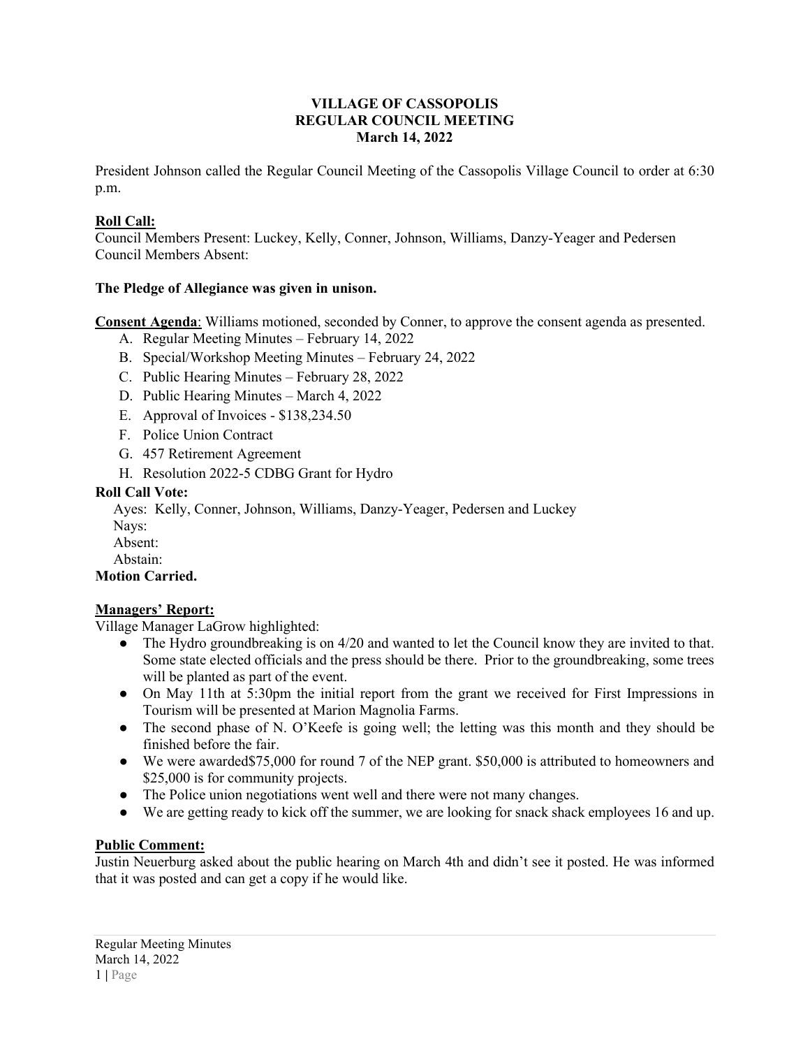# VILLAGE OF CASSOPOLIS
## REGULAR COUNCIL MEETING
### March 14, 2022

President Johnson called the Regular Council Meeting of the Cassopolis Village Council to order at 6:30 p.m.

**Roll Call:**
Council Members Present: Luckey, Kelly, Conner, Johnson, Williams, Danzy-Yeager and Pedersen
Council Members Absent:

**The Pledge of Allegiance was given in unison.**

**Consent Agenda**: Williams motioned, seconded by Conner, to approve the consent agenda as presented.

A. Regular Meeting Minutes – February 14, 2022
B. Special/Workshop Meeting Minutes – February 24, 2022
C. Public Hearing Minutes – February 28, 2022
D. Public Hearing Minutes – March 4, 2022
E. Approval of Invoices - $138,234.50
F. Police Union Contract
G. 457 Retirement Agreement
H. Resolution 2022-5 CDBG Grant for Hydro

**Roll Call Vote:**
Ayes: Kelly, Conner, Johnson, Williams, Danzy-Yeager, Pedersen and Luckey
Nays:
Absent:
Abstain:
**Motion Carried.**

**Managers' Report:**
Village Manager LaGrow highlighted:

- The Hydro groundbreaking is on 4/20 and wanted to let the Council know they are invited to that. Some state elected officials and the press should be there. Prior to the groundbreaking, some trees will be planted as part of the event.
- On May 11th at 5:30pm the initial report from the grant we received for First Impressions in Tourism will be presented at Marion Magnolia Farms.
- The second phase of N. O'Keefe is going well; the letting was this month and they should be finished before the fair.
- We were awarded$75,000 for round 7 of the NEP grant. $50,000 is attributed to homeowners and $25,000 is for community projects.
- The Police union negotiations went well and there were not many changes.
- We are getting ready to kick off the summer, we are looking for snack shack employees 16 and up.

**Public Comment:**
Justin Neuerburg asked about the public hearing on March 4th and didn't see it posted. He was informed that it was posted and can get a copy if he would like.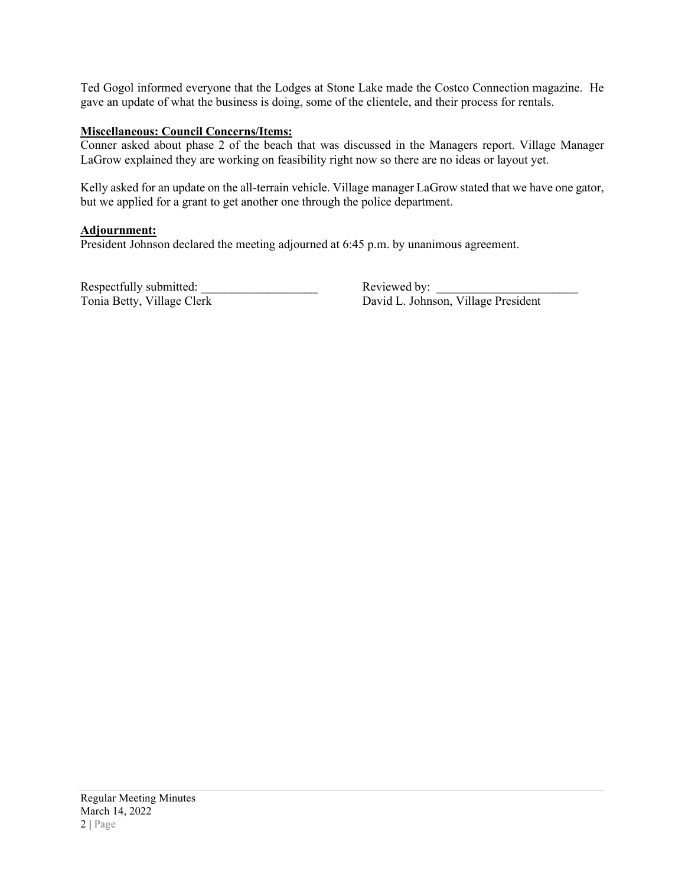Ted Gogol informed everyone that the Lodges at Stone Lake made the Costco Connection magazine. He gave an update of what the business is doing, some of the clientele, and their process for rentals.

**Miscellaneous: Council Concerns/Items:**

Conner asked about phase 2 of the beach that was discussed in the Managers report. Village Manager LaGrow explained they are working on feasibility right now so there are no ideas or layout yet.

Kelly asked for an update on the all-terrain vehicle. Village manager LaGrow stated that we have one gator, but we applied for a grant to get another one through the police department.

**Adjournment:**

President Johnson declared the meeting adjourned at 6:45 p.m. by unanimous agreement.

Respectfully submitted: ___________________
Tonia Betty, Village Clerk

Reviewed by: _______________________
David L. Johnson, Village President